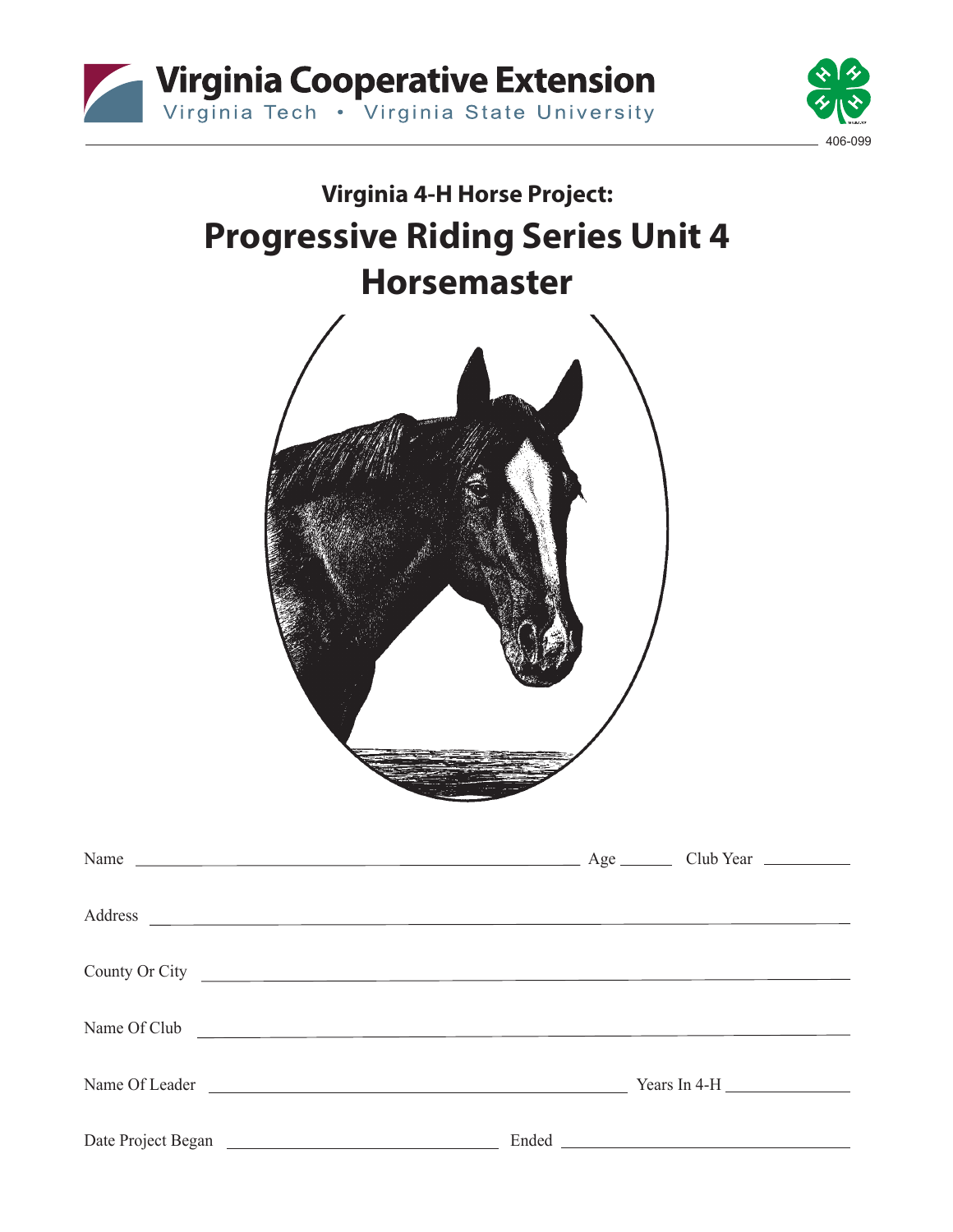Virginia Cooperative Extension

Virginia Tech • Virginia State University

406-099

## Virginia 4-H Horse Project:

# Progressive Riding Series Unit 4 Horsemaster

Name \_\_\_\_\_\_\_\_\_\_\_\_\_\_\_\_\_\_\_\_\_\_\_\_\_\_\_\_\_\_\_\_\_\_\_\_\_\_\_\_\_\_\_\_\_\_\_\_ Age \_\_\_\_\_\_ Club Year \_\_\_\_\_\_\_\_\_\_

Address \_\_\_\_\_\_\_\_\_\_\_\_\_\_\_\_\_\_\_\_\_\_\_\_\_\_\_\_\_\_\_\_\_\_\_\_\_\_\_\_\_\_\_\_\_\_\_\_\_\_\_\_\_\_\_\_\_\_\_\_\_\_\_\_\_\_\_\_\_\_\_\_\_\_\_\_

County Or City \_\_\_\_\_\_\_\_\_\_\_\_\_\_\_\_\_\_\_\_\_\_\_\_\_\_\_\_\_\_\_\_\_\_\_\_\_\_\_\_\_\_\_\_\_\_\_\_\_\_\_\_\_\_\_\_\_\_\_\_\_\_\_\_\_\_\_\_\_

Name Of Club \_\_\_\_\_\_\_\_\_\_\_\_\_\_\_\_\_\_\_\_\_\_\_\_\_\_\_\_\_\_\_\_\_\_\_\_\_\_\_\_\_\_\_\_\_\_\_\_\_\_\_\_\_\_\_\_\_\_\_\_\_\_\_\_\_\_\_\_\_

Name Of Leader \_\_\_\_\_\_\_\_\_\_\_\_\_\_\_\_\_\_\_\_\_\_\_\_\_\_\_\_\_\_\_\_\_\_\_\_\_\_\_\_\_\_\_\_ Years In 4-H \_\_\_\_\_\_\_\_\_\_\_\_\_\_

Date Project Began \_\_\_\_\_\_\_\_\_\_\_\_\_\_\_\_\_\_\_\_\_\_\_\_\_\_\_\_\_\_ Ended \_\_\_\_\_\_\_\_\_\_\_\_\_\_\_\_\_\_\_\_\_\_\_\_\_\_\_\_\_\_\_\_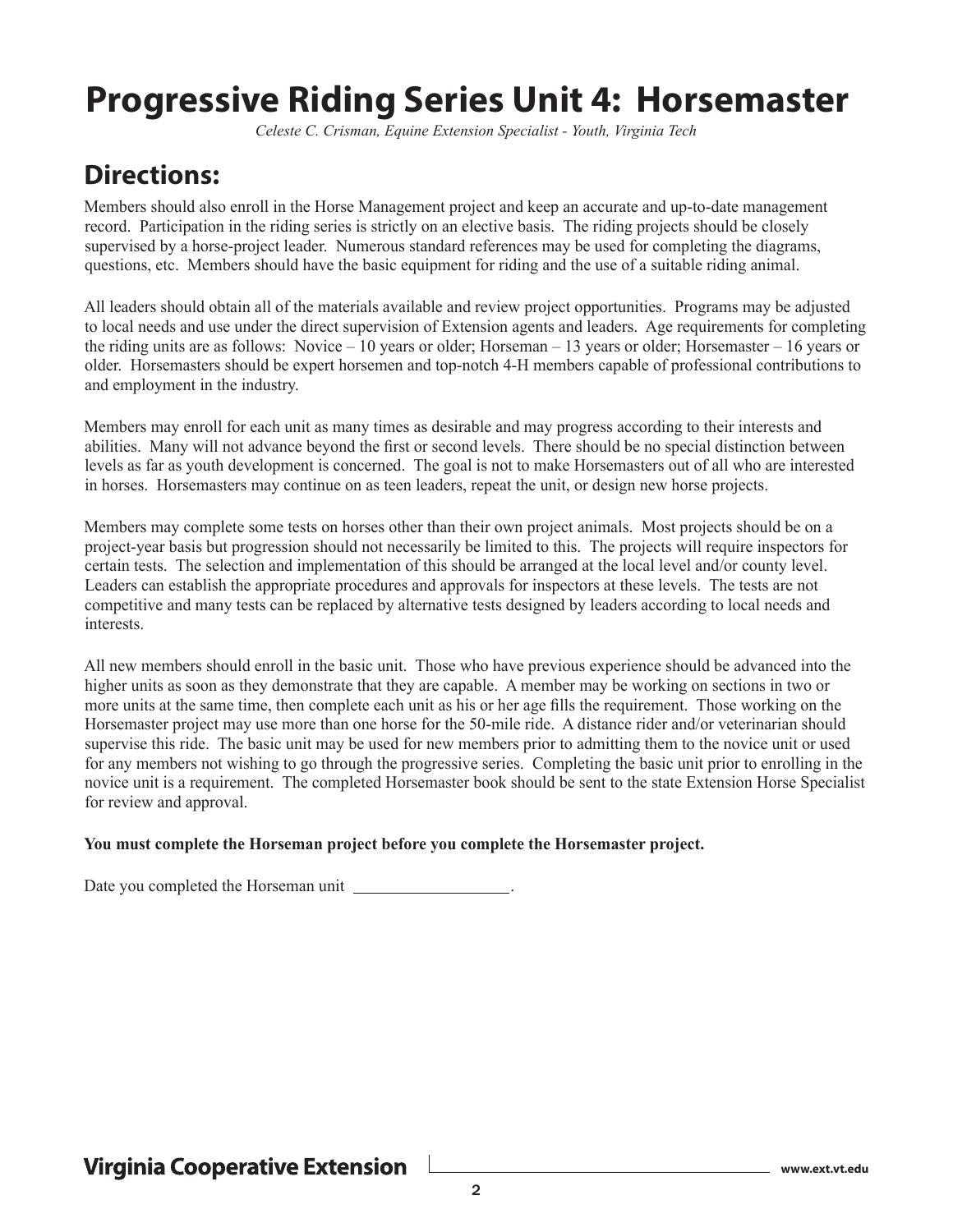# Progressive Riding Series Unit 4: Horsemaster

*Celeste C. Crisman, Equine Extension Specialist - Youth, Virginia Tech*

## Directions:

Members should also enroll in the Horse Management project and keep an accurate and up-to-date management record. Participation in the riding series is strictly on an elective basis. The riding projects should be closely supervised by a horse-project leader. Numerous standard references may be used for completing the diagrams, questions, etc. Members should have the basic equipment for riding and the use of a suitable riding animal.

All leaders should obtain all of the materials available and review project opportunities. Programs may be adjusted to local needs and use under the direct supervision of Extension agents and leaders. Age requirements for completing the riding units are as follows: Novice – 10 years or older; Horseman – 13 years or older; Horsemaster – 16 years or older. Horsemasters should be expert horsemen and top-notch 4-H members capable of professional contributions to and employment in the industry.

Members may enroll for each unit as many times as desirable and may progress according to their interests and abilities. Many will not advance beyond the first or second levels. There should be no special distinction between levels as far as youth development is concerned. The goal is not to make Horsemasters out of all who are interested in horses. Horsemasters may continue on as teen leaders, repeat the unit, or design new horse projects.

Members may complete some tests on horses other than their own project animals. Most projects should be on a project-year basis but progression should not necessarily be limited to this. The projects will require inspectors for certain tests. The selection and implementation of this should be arranged at the local level and/or county level. Leaders can establish the appropriate procedures and approvals for inspectors at these levels. The tests are not competitive and many tests can be replaced by alternative tests designed by leaders according to local needs and interests.

All new members should enroll in the basic unit. Those who have previous experience should be advanced into the higher units as soon as they demonstrate that they are capable. A member may be working on sections in two or more units at the same time, then complete each unit as his or her age fills the requirement. Those working on the Horsemaster project may use more than one horse for the 50-mile ride. A distance rider and/or veterinarian should supervise this ride. The basic unit may be used for new members prior to admitting them to the novice unit or used for any members not wishing to go through the progressive series. Completing the basic unit prior to enrolling in the novice unit is a requirement. The completed Horsemaster book should be sent to the state Extension Horse Specialist for review and approval.

**You must complete the Horseman project before you complete the Horsemaster project.**

Date you completed the Horseman unit \_\_\_\_\_\_\_\_\_\_\_\_\_\_\_\_\_\_.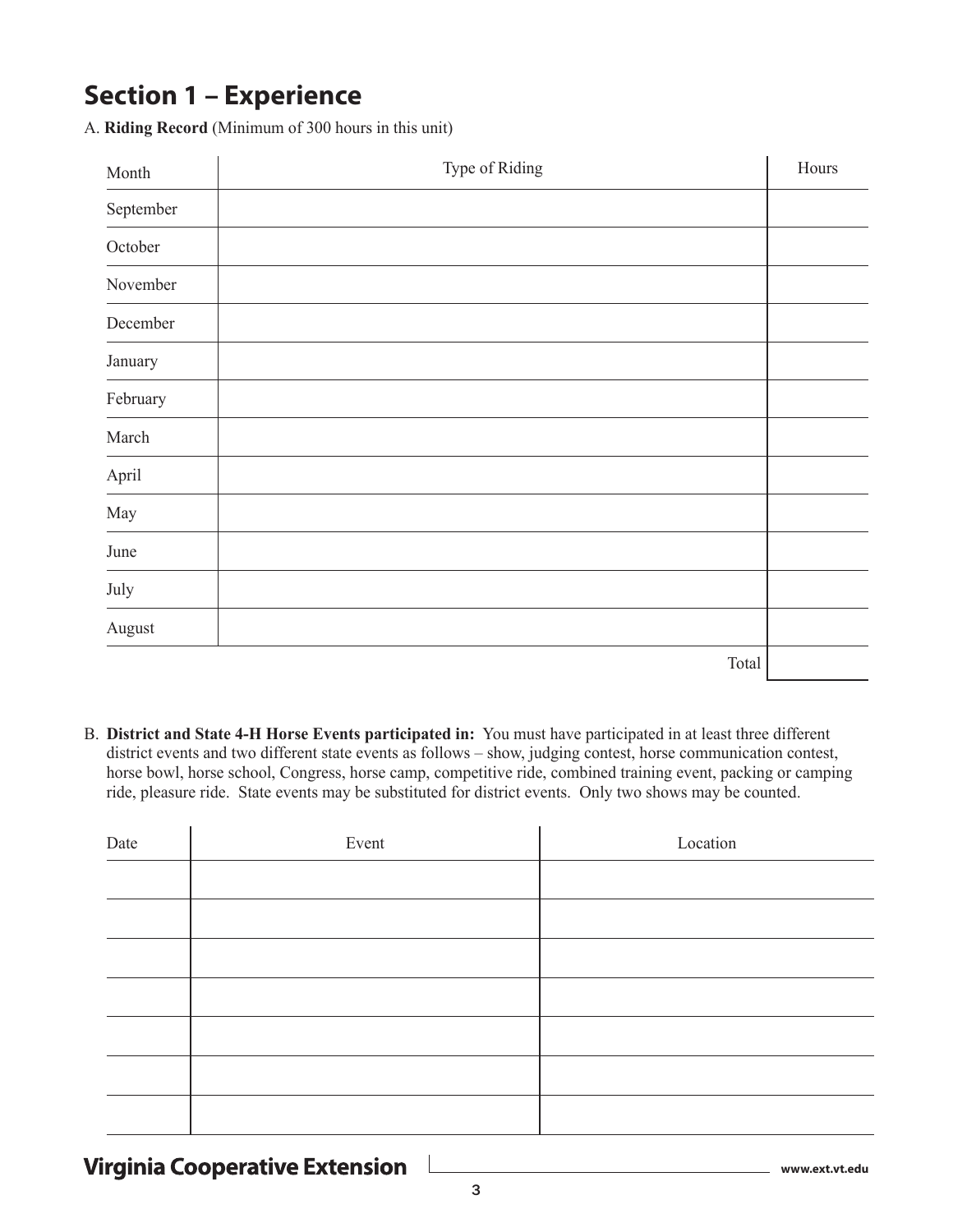## Section 1 – Experience

A. **Riding Record** (Minimum of 300 hours in this unit)

| Month | Type of Riding | Hours |
| --- | --- | --- |
| September | | |
| October | | |
| November | | |
| December | | |
| January | | |
| February | | |
| March | | |
| April | | |
| May | | |
| June | | |
| July | | |
| August | | |
| | Total | |

B. **District and State 4-H Horse Events participated in:** You must have participated in at least three different district events and two different state events as follows – show, judging contest, horse communication contest, horse bowl, horse school, Congress, horse camp, competitive ride, combined training event, packing or camping ride, pleasure ride. State events may be substituted for district events. Only two shows may be counted.

| Date | Event | Location |
| --- | --- | --- |
| | | |
| | | |
| | | |
| | | |
| | | |
| | | |
| | | |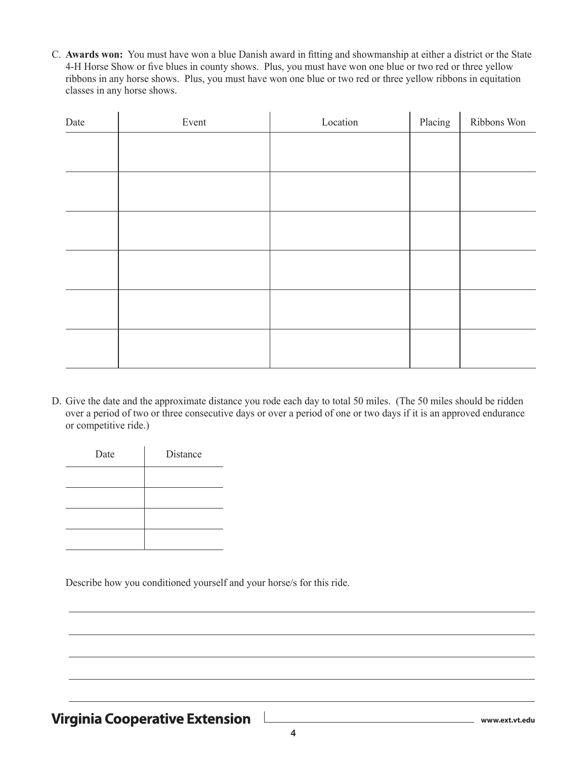C. **Awards won:** You must have won a blue Danish award in fitting and showmanship at either a district or the State 4-H Horse Show or five blues in county shows. Plus, you must have won one blue or two red or three yellow ribbons in any horse shows. Plus, you must have won one blue or two red or three yellow ribbons in equitation classes in any horse shows.

| Date | Event | Location | Placing | Ribbons Won |
|---|---|---|---|---|
| | | | | |
| | | | | |
| | | | | |
| | | | | |
| | | | | |
| | | | | |

D. Give the date and the approximate distance you rode each day to total 50 miles. (The 50 miles should be ridden over a period of two or three consecutive days or over a period of one or two days if it is an approved endurance or competitive ride.)

| Date | Distance |
|---|---|
| | |
| | |
| | |
| | |

Describe how you conditioned yourself and your horse/s for this ride.

_______________________________________________

_______________________________________________

_______________________________________________

_______________________________________________

_______________________________________________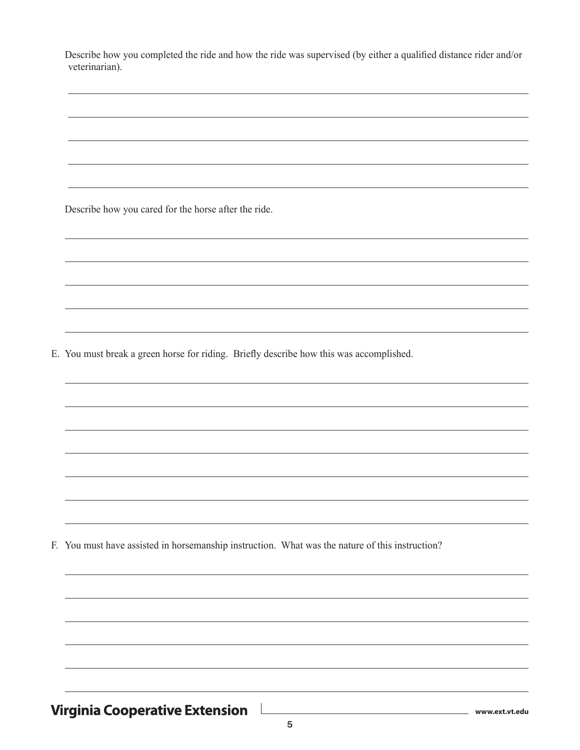Describe how you completed the ride and how the ride was supervised (by either a qualified distance rider and/or veterinarian).

Describe how you cared for the horse after the ride.

E. You must break a green horse for riding. Briefly describe how this was accomplished.

F. You must have assisted in horsemanship instruction. What was the nature of this instruction?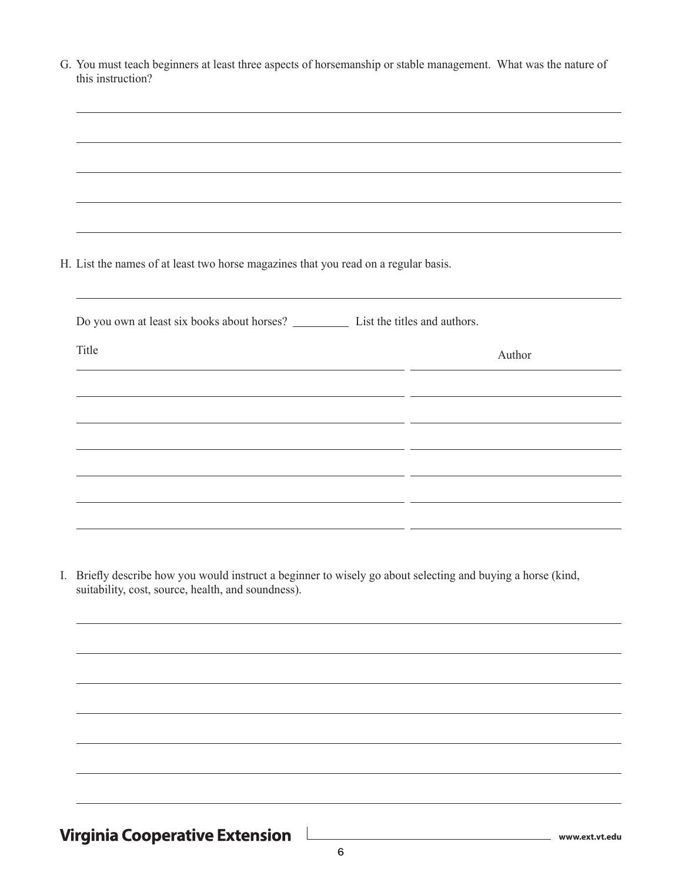G. You must teach beginners at least three aspects of horsemanship or stable management. What was the nature of this instruction?

H. List the names of at least two horse magazines that you read on a regular basis.

Do you own at least six books about horses? __________ List the titles and authors.

| Title | Author |
| --- | --- |
| | |
| | |
| | |
| | |
| | |
| | |
| | |

I. Briefly describe how you would instruct a beginner to wisely go about selecting and buying a horse (kind, suitability, cost, source, health, and soundness).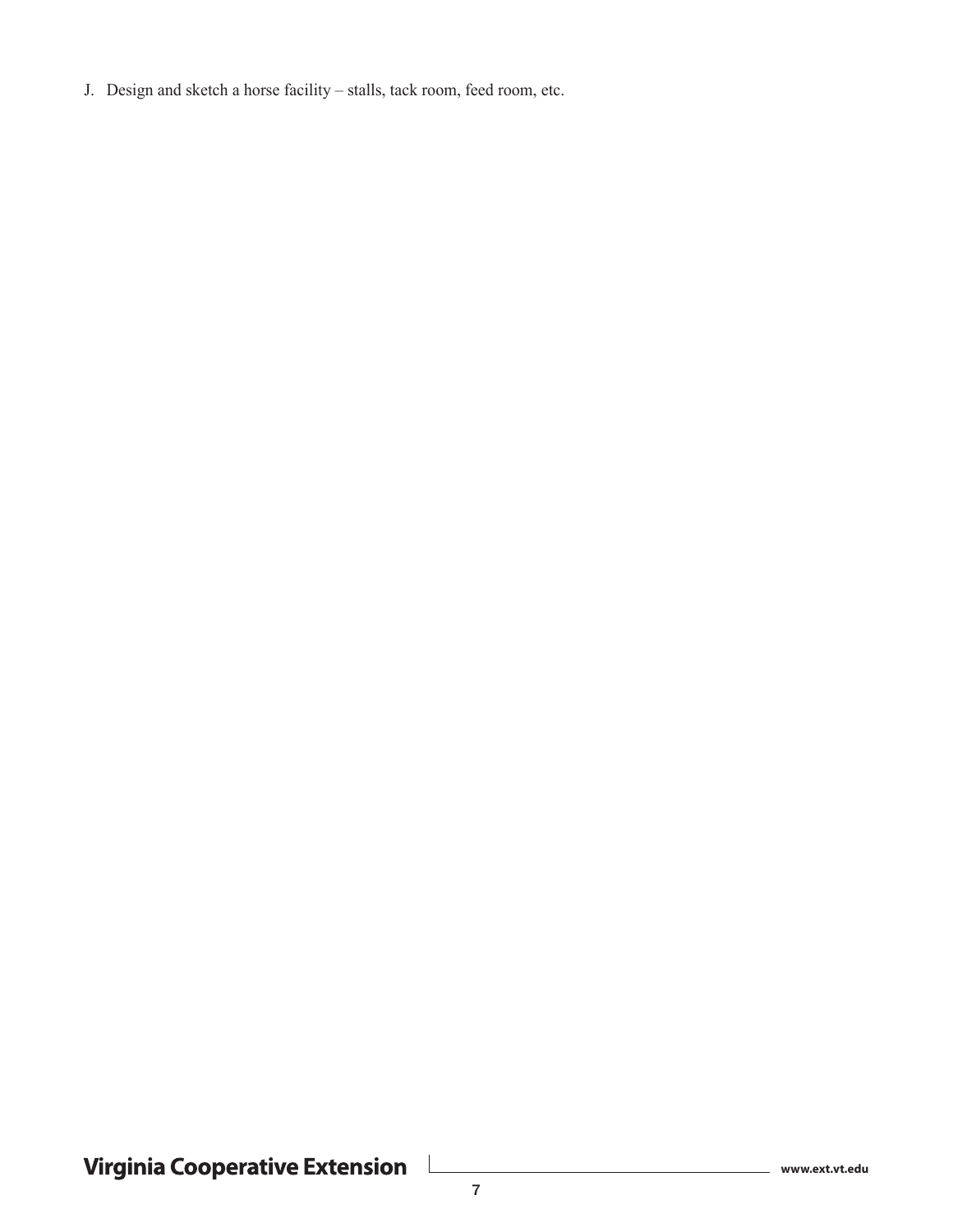J. Design and sketch a horse facility – stalls, tack room, feed room, etc.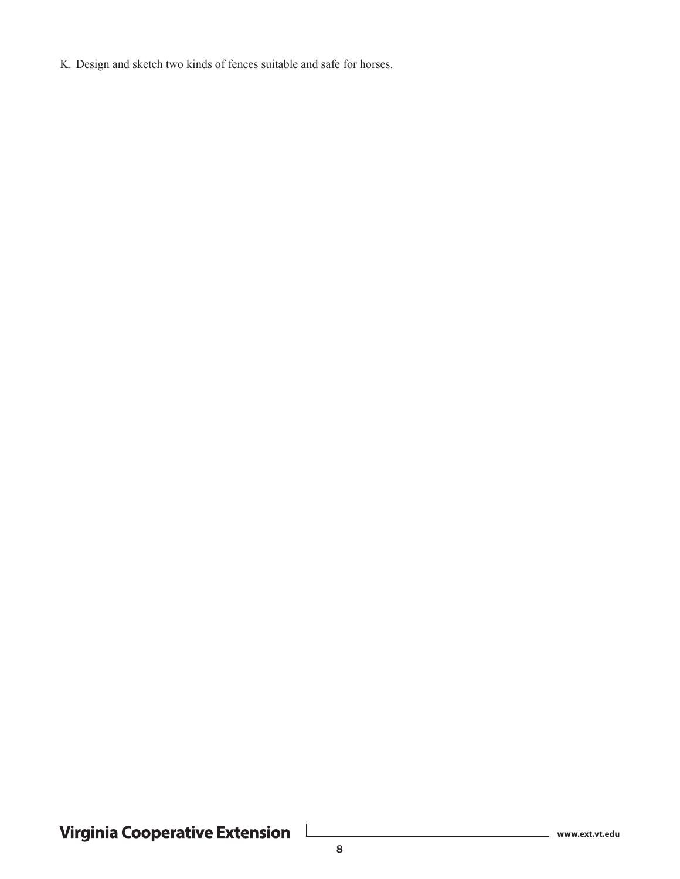K. Design and sketch two kinds of fences suitable and safe for horses.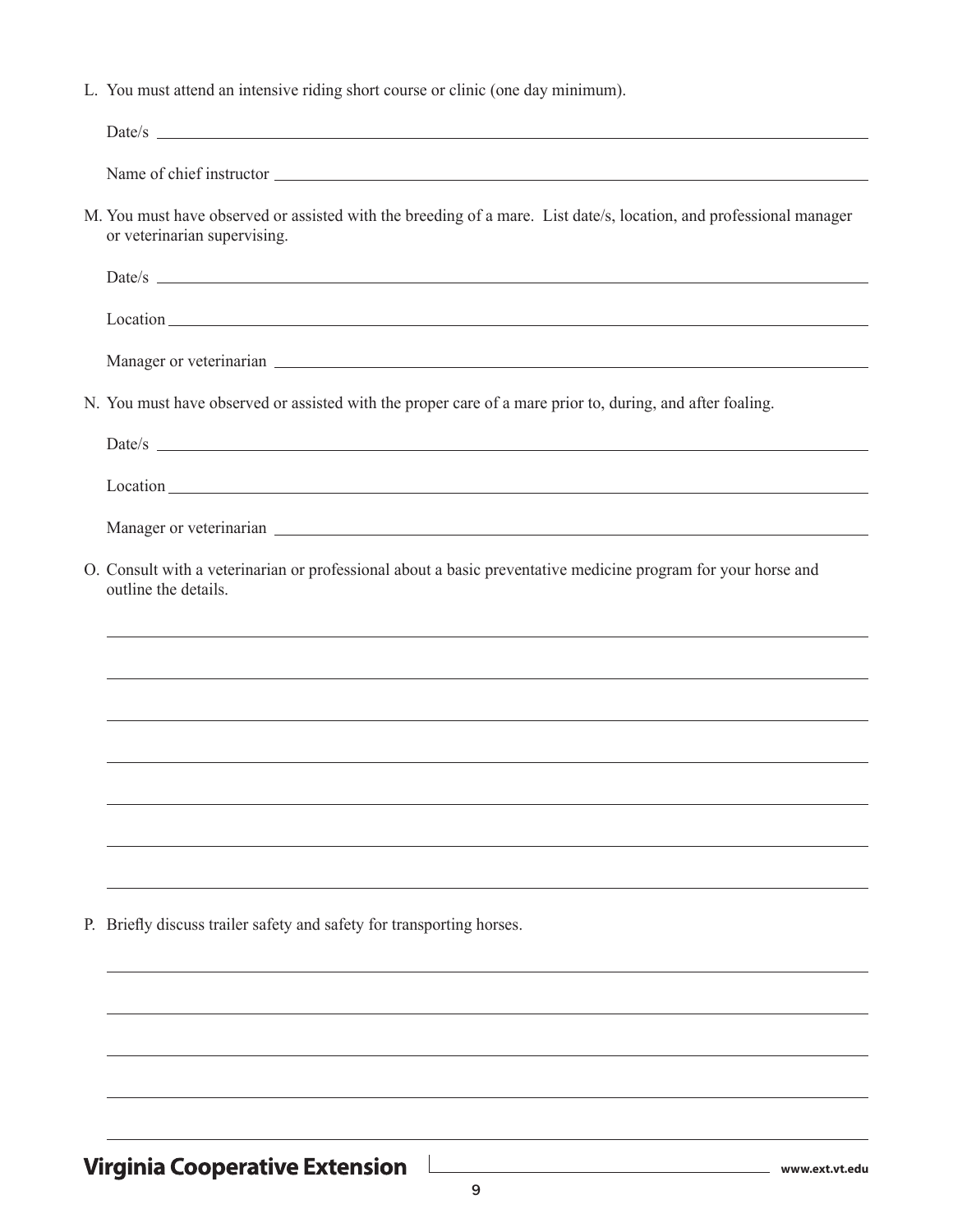L. You must attend an intensive riding short course or clinic (one day minimum).

Date/s ______________________________________________

Name of chief instructor ______________________________________________

M. You must have observed or assisted with the breeding of a mare. List date/s, location, and professional manager or veterinarian supervising.

Date/s ______________________________________________

Location ______________________________________________

Manager or veterinarian ______________________________________________

N. You must have observed or assisted with the proper care of a mare prior to, during, and after foaling.

Date/s ______________________________________________

Location ______________________________________________

Manager or veterinarian ______________________________________________

O. Consult with a veterinarian or professional about a basic preventative medicine program for your horse and outline the details.

______________________________________________

______________________________________________

______________________________________________

______________________________________________

______________________________________________

______________________________________________

______________________________________________

P. Briefly discuss trailer safety and safety for transporting horses.

______________________________________________

______________________________________________

______________________________________________

______________________________________________

______________________________________________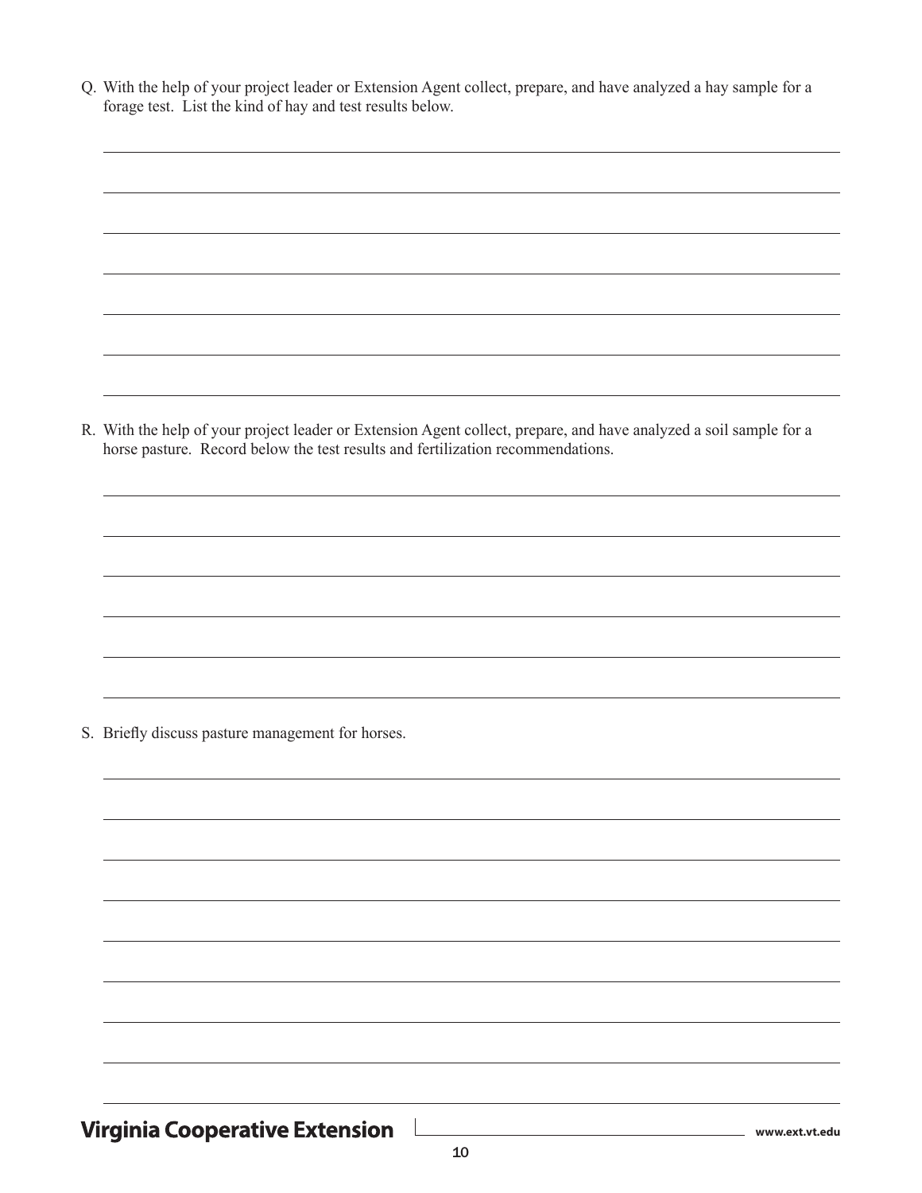Q. With the help of your project leader or Extension Agent collect, prepare, and have analyzed a hay sample for a forage test. List the kind of hay and test results below.

R. With the help of your project leader or Extension Agent collect, prepare, and have analyzed a soil sample for a horse pasture. Record below the test results and fertilization recommendations.

S. Briefly discuss pasture management for horses.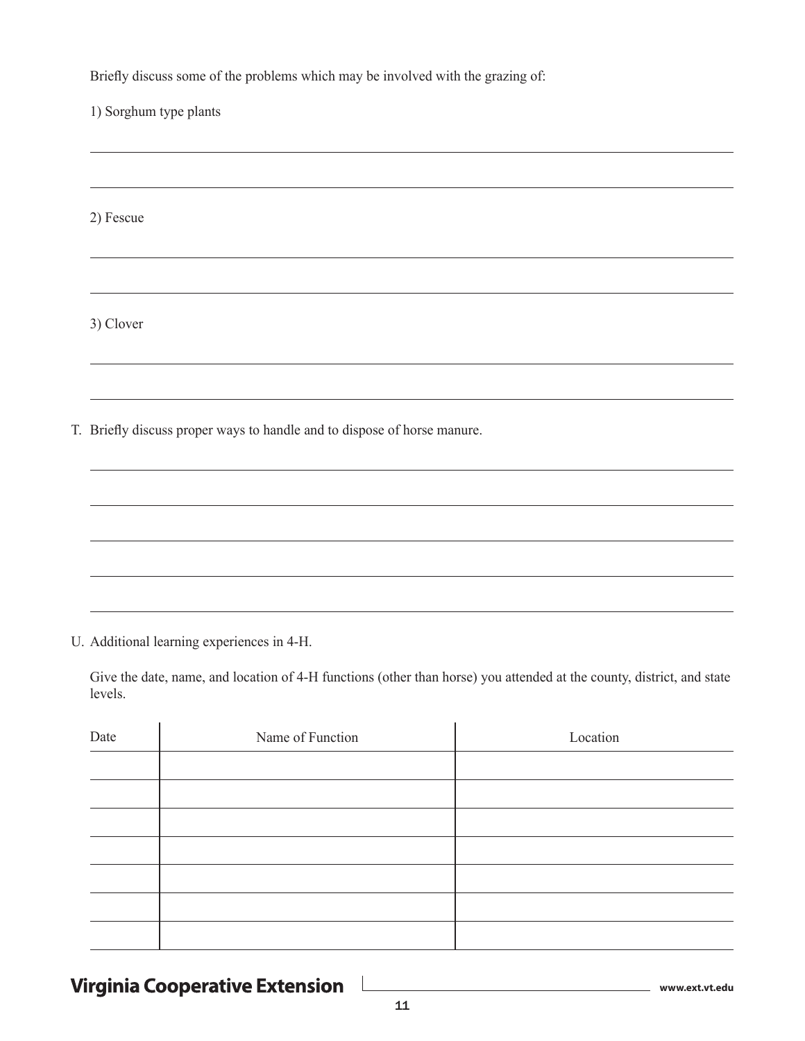Briefly discuss some of the problems which may be involved with the grazing of:

1) Sorghum type plants

2) Fescue

3) Clover

T. Briefly discuss proper ways to handle and to dispose of horse manure.

U. Additional learning experiences in 4-H.

Give the date, name, and location of 4-H functions (other than horse) you attended at the county, district, and state levels.

| Date | Name of Function | Location |
|---|---|---|
| | | |
| | | |
| | | |
| | | |
| | | |
| | | |
| | | |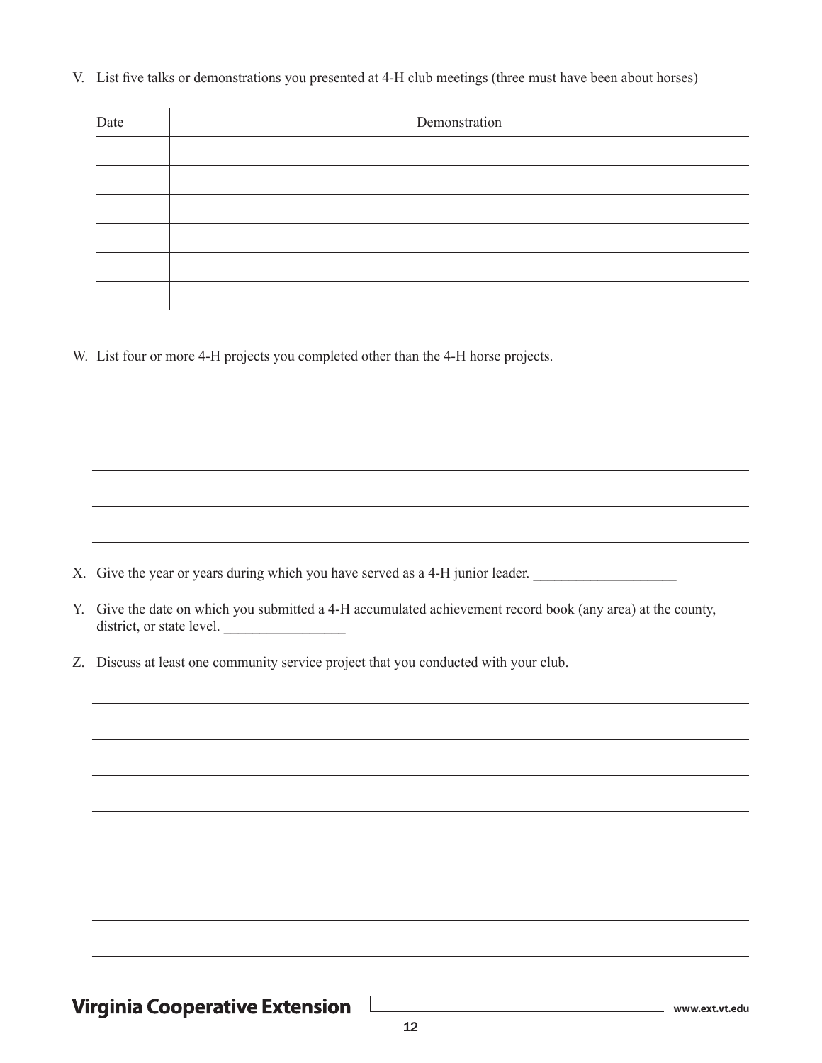V. List five talks or demonstrations you presented at 4-H club meetings (three must have been about horses)

| Date | Demonstration |
|---|---|
| | |
| | |
| | |
| | |
| | |
| | |

W. List four or more 4-H projects you completed other than the 4-H horse projects.

X. Give the year or years during which you have served as a 4-H junior leader. ____________________

Y. Give the date on which you submitted a 4-H accumulated achievement record book (any area) at the county, district, or state level. _________________

Z. Discuss at least one community service project that you conducted with your club.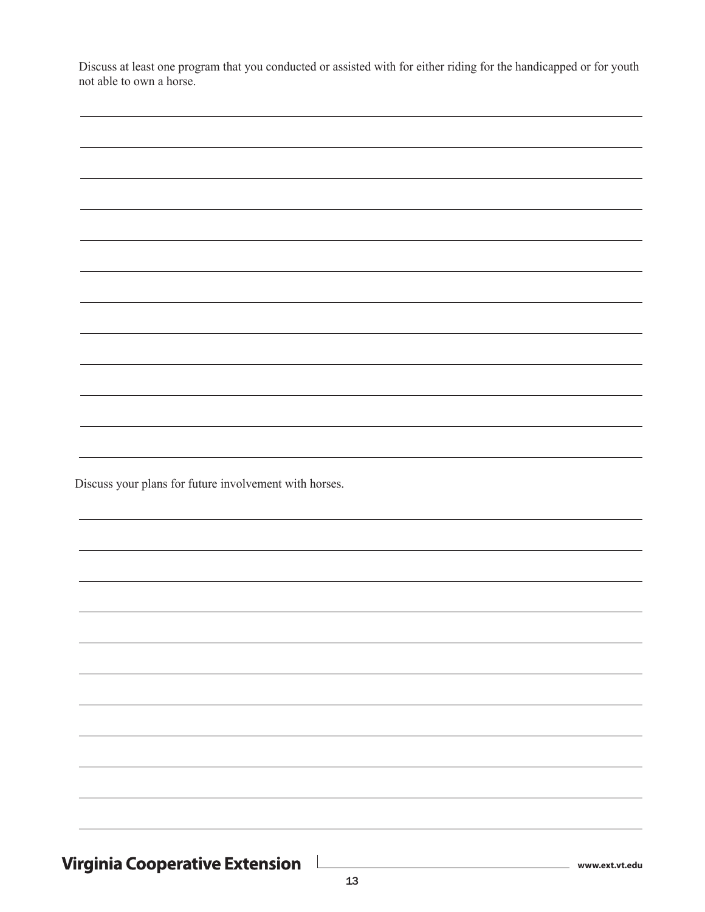Discuss at least one program that you conducted or assisted with for either riding for the handicapped or for youth not able to own a horse.

Discuss your plans for future involvement with horses.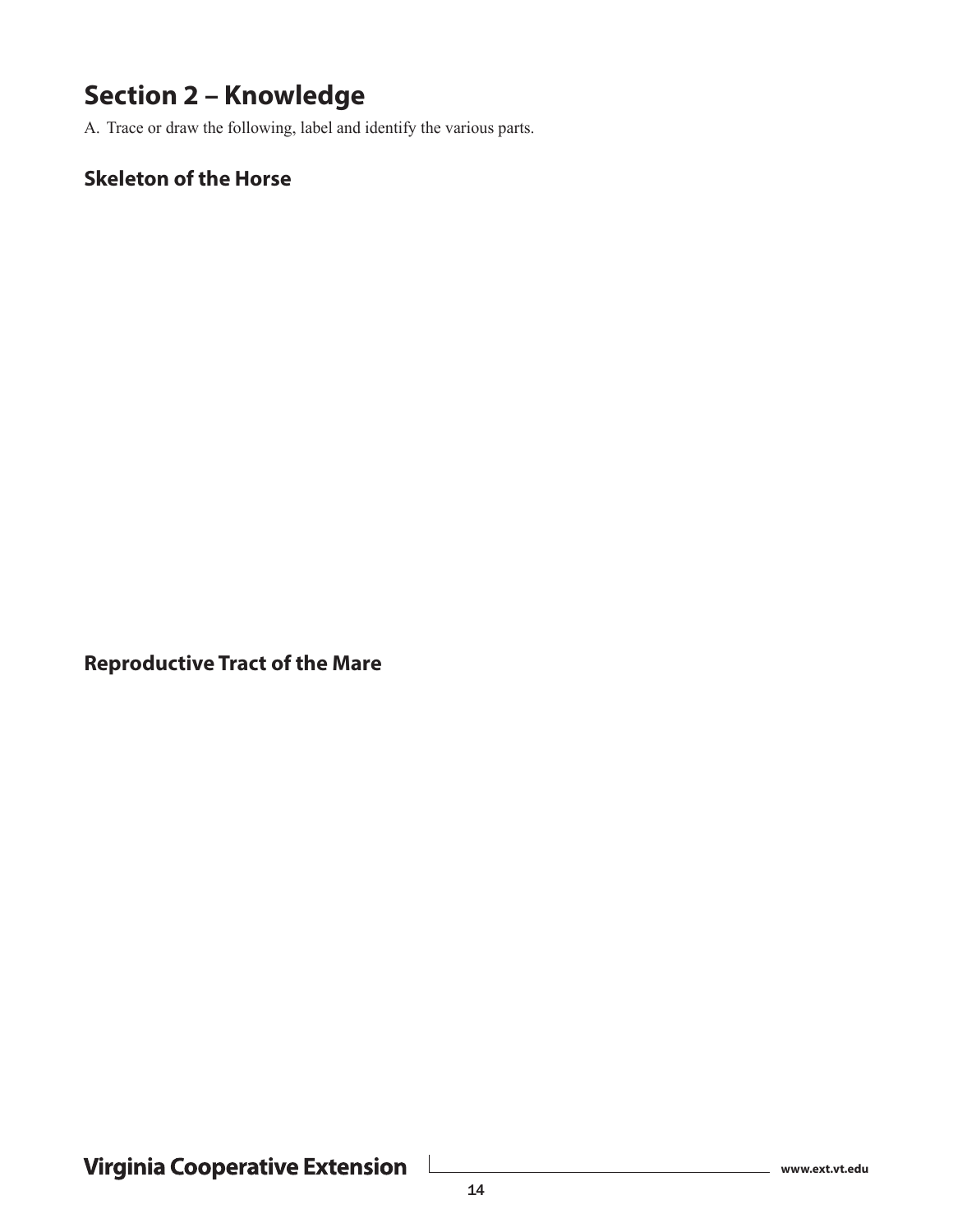## Section 2 – Knowledge

A. Trace or draw the following, label and identify the various parts.

### Skeleton of the Horse

### Reproductive Tract of the Mare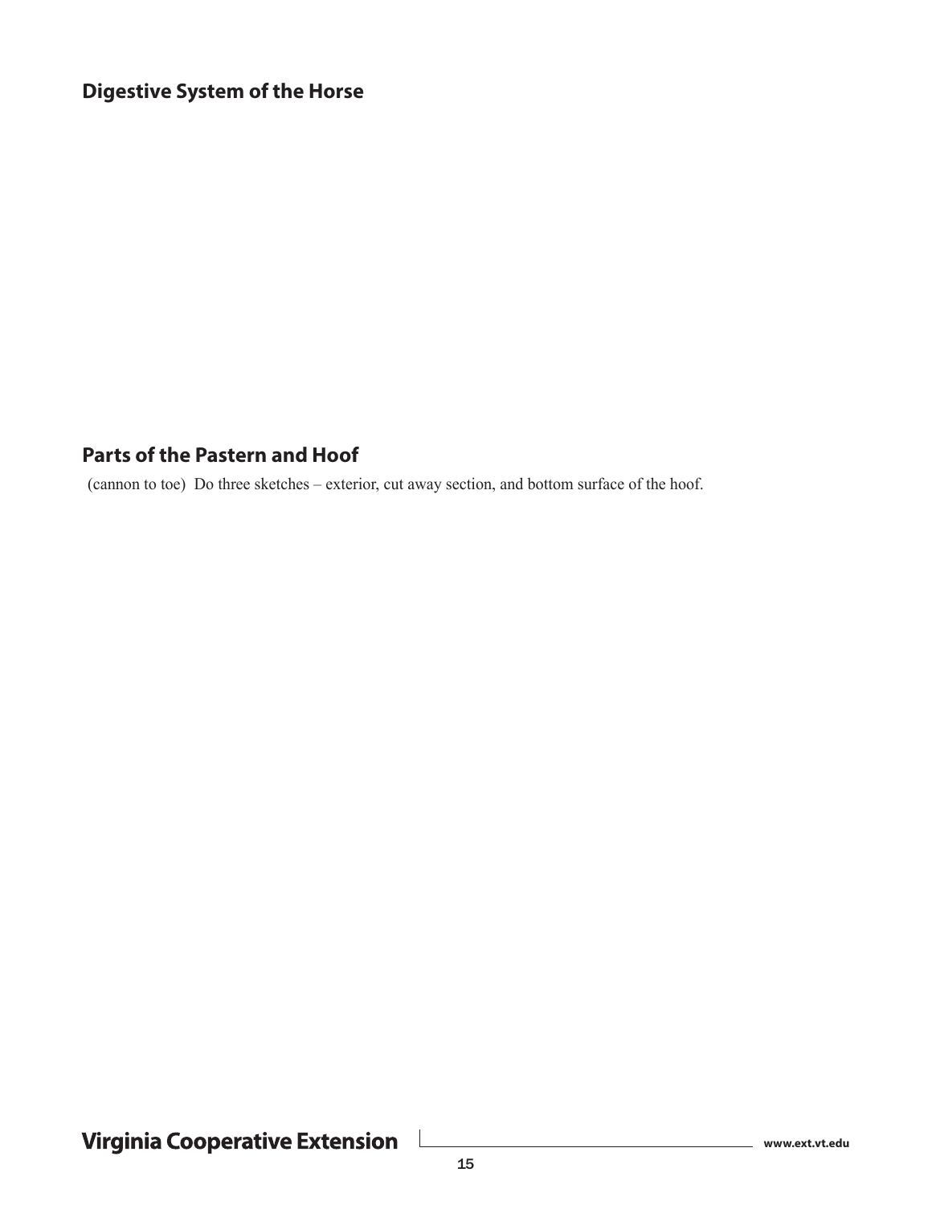## Digestive System of the Horse

## Parts of the Pastern and Hoof

(cannon to toe) Do three sketches – exterior, cut away section, and bottom surface of the hoof.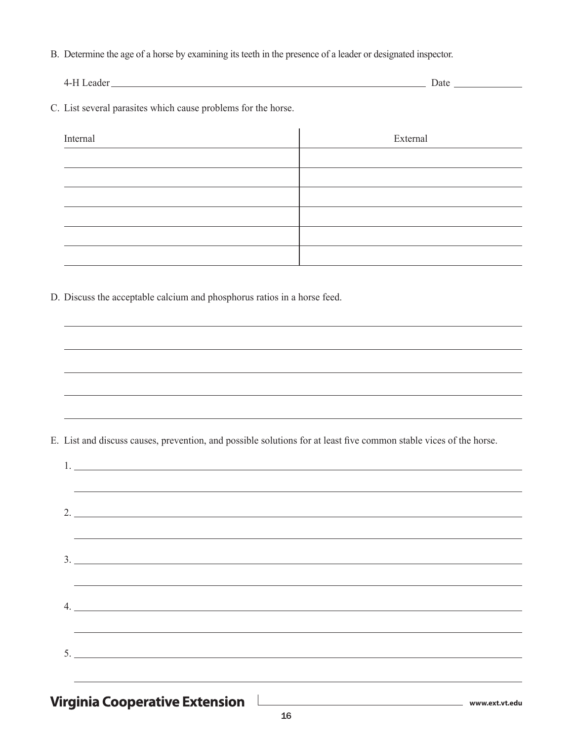B. Determine the age of a horse by examining its teeth in the presence of a leader or designated inspector.

4-H Leader ______________________________ Date ____________

C. List several parasites which cause problems for the horse.

| Internal | External |
|---|---|
| | |
| | |
| | |
| | |
| | |
| | |

D. Discuss the acceptable calcium and phosphorus ratios in a horse feed.

_______________________________________________

_______________________________________________

_______________________________________________

_______________________________________________

_______________________________________________

E. List and discuss causes, prevention, and possible solutions for at least five common stable vices of the horse.

1. _______________________________________________

_______________________________________________

2. _______________________________________________

_______________________________________________

3. _______________________________________________

_______________________________________________

4. _______________________________________________

_______________________________________________

5. _______________________________________________

_______________________________________________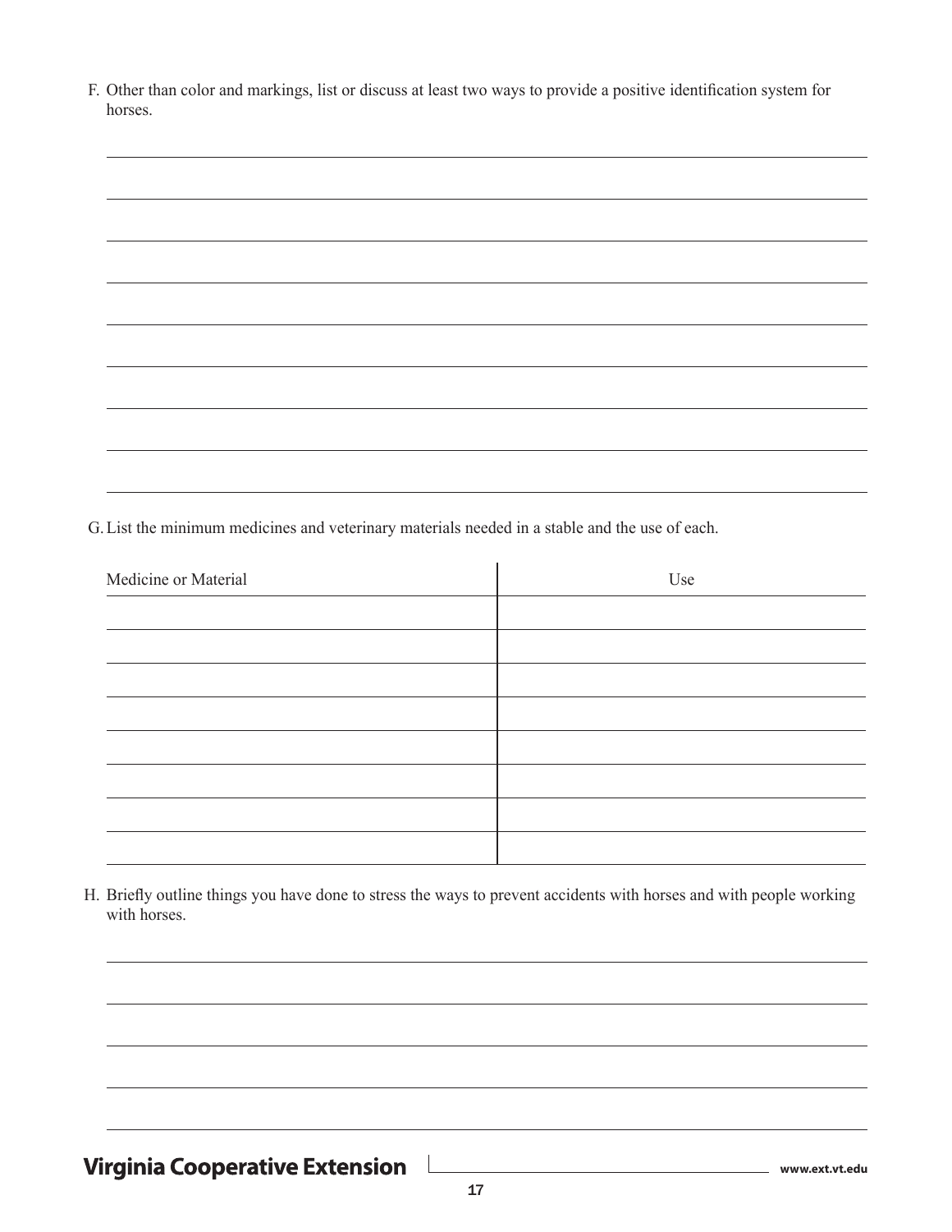F. Other than color and markings, list or discuss at least two ways to provide a positive identification system for horses.

G. List the minimum medicines and veterinary materials needed in a stable and the use of each.

| Medicine or Material | Use |
| --- | --- |
| | |
| | |
| | |
| | |
| | |
| | |
| | |
| | |

H. Briefly outline things you have done to stress the ways to prevent accidents with horses and with people working with horses.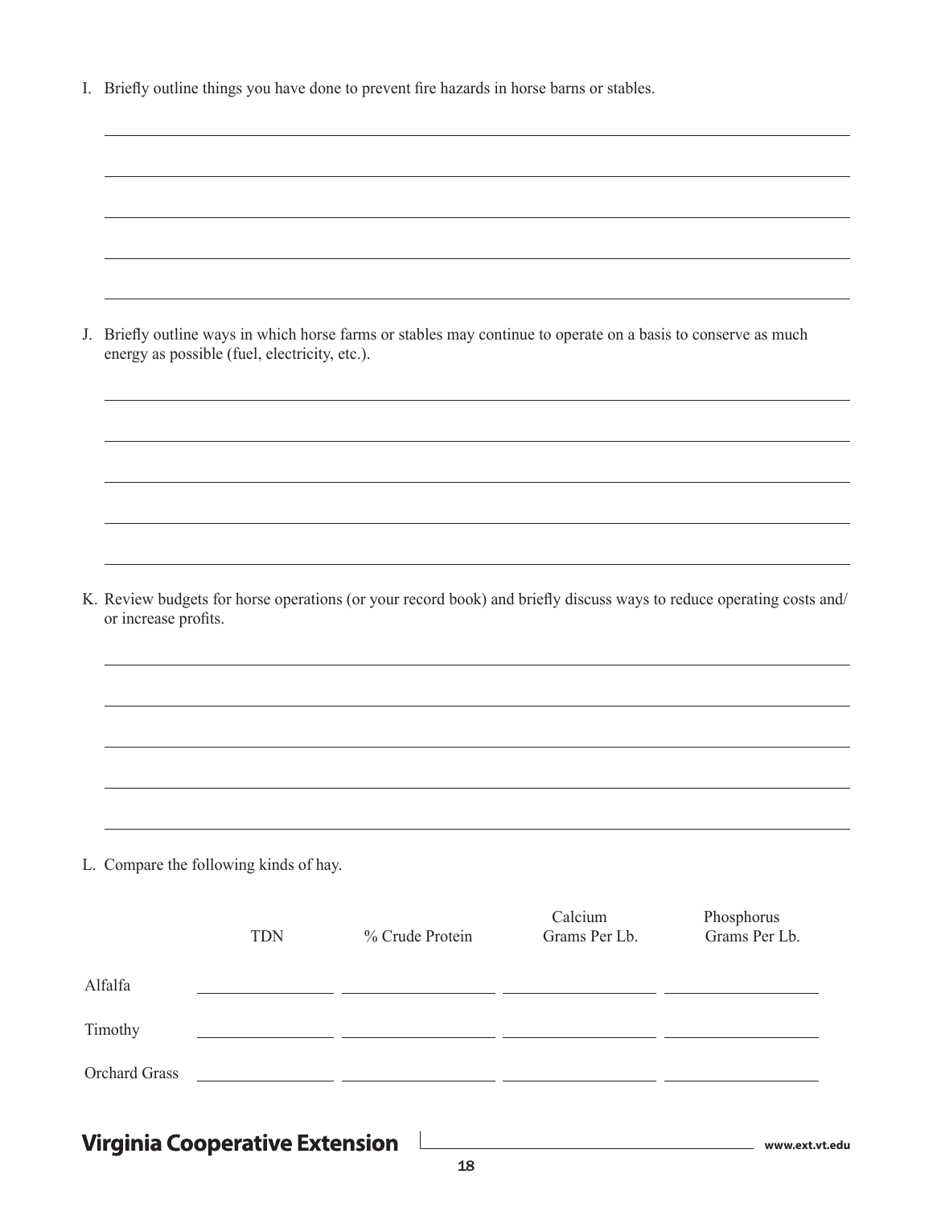I. Briefly outline things you have done to prevent fire hazards in horse barns or stables.

J. Briefly outline ways in which horse farms or stables may continue to operate on a basis to conserve as much energy as possible (fuel, electricity, etc.).

K. Review budgets for horse operations (or your record book) and briefly discuss ways to reduce operating costs and/or increase profits.

L. Compare the following kinds of hay.

| | TDN | % Crude Protein | Calcium Grams Per Lb. | Phosphorus Grams Per Lb. |
|---|---|---|---|---|
| Alfalfa | | | | |
| Timothy | | | | |
| Orchard Grass | | | | |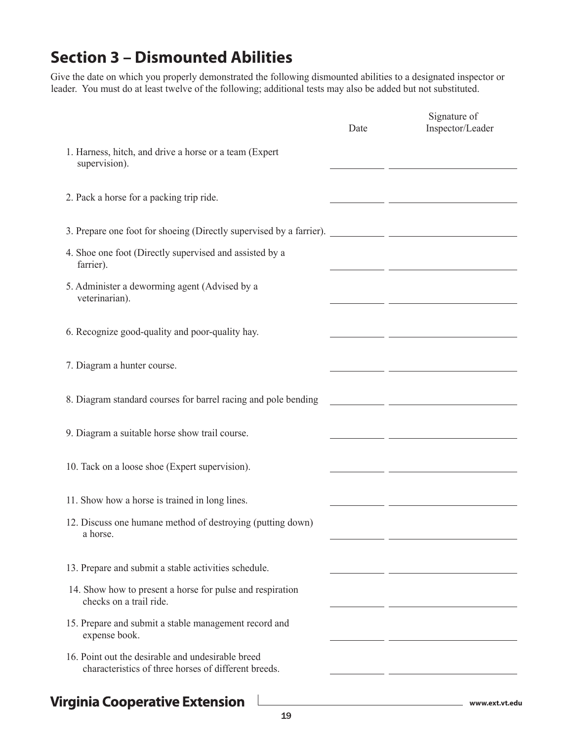## Section 3 – Dismounted Abilities

Give the date on which you properly demonstrated the following dismounted abilities to a designated inspector or leader. You must do at least twelve of the following; additional tests may also be added but not substituted.

| | Date | Signature of Inspector/Leader |
|---|---|---|
| 1. Harness, hitch, and drive a horse or a team (Expert supervision). | | |
| 2. Pack a horse for a packing trip ride. | | |
| 3. Prepare one foot for shoeing (Directly supervised by a farrier). | | |
| 4. Shoe one foot (Directly supervised and assisted by a farrier). | | |
| 5. Administer a deworming agent (Advised by a veterinarian). | | |
| 6. Recognize good-quality and poor-quality hay. | | |
| 7. Diagram a hunter course. | | |
| 8. Diagram standard courses for barrel racing and pole bending | | |
| 9. Diagram a suitable horse show trail course. | | |
| 10. Tack on a loose shoe (Expert supervision). | | |
| 11. Show how a horse is trained in long lines. | | |
| 12. Discuss one humane method of destroying (putting down) a horse. | | |
| 13. Prepare and submit a stable activities schedule. | | |
| 14. Show how to present a horse for pulse and respiration checks on a trail ride. | | |
| 15. Prepare and submit a stable management record and expense book. | | |
| 16. Point out the desirable and undesirable breed characteristics of three horses of different breeds. | | |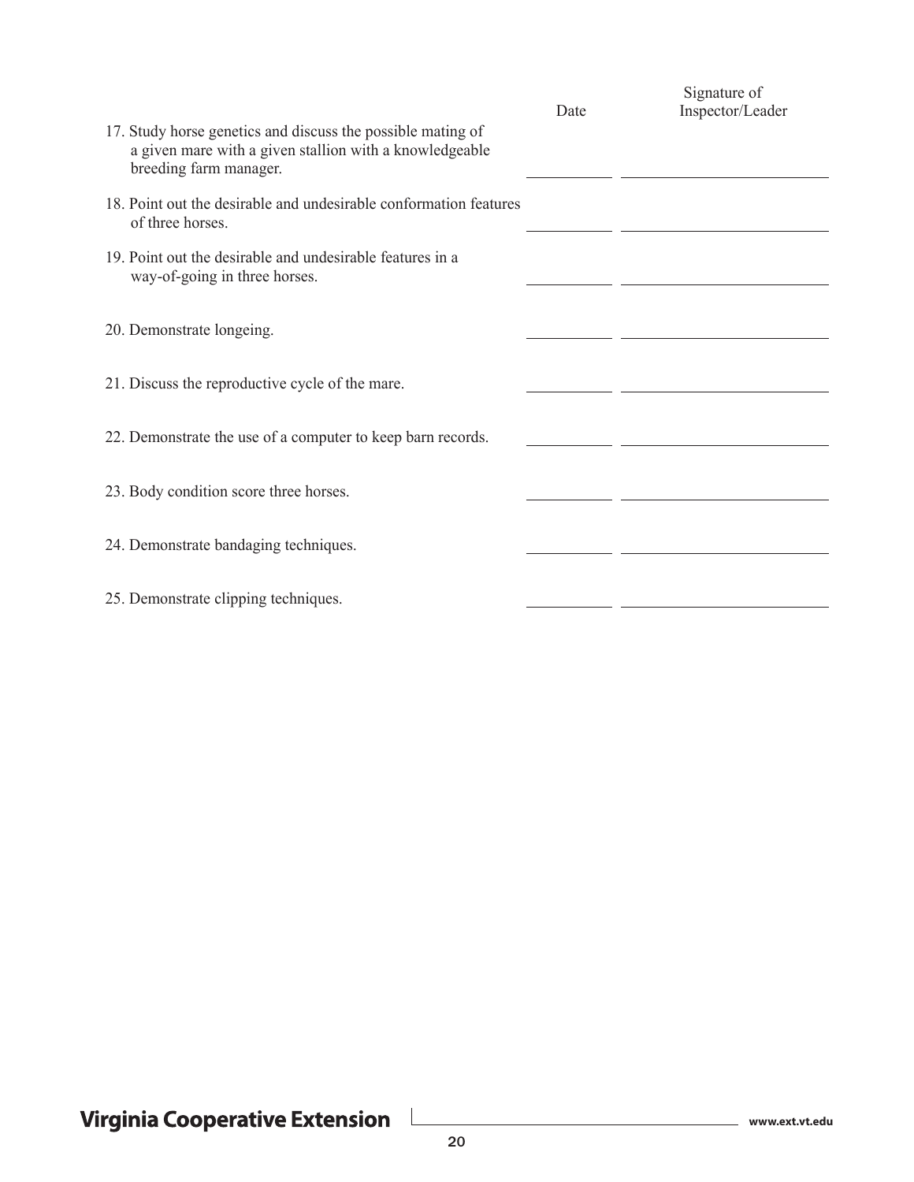| | Date | Signature of Inspector/Leader |
|---|---|---|
| 17. Study horse genetics and discuss the possible mating of a given mare with a given stallion with a knowledgeable breeding farm manager. | | |
| 18. Point out the desirable and undesirable conformation features of three horses. | | |
| 19. Point out the desirable and undesirable features in a way-of-going in three horses. | | |
| 20. Demonstrate longeing. | | |
| 21. Discuss the reproductive cycle of the mare. | | |
| 22. Demonstrate the use of a computer to keep barn records. | | |
| 23. Body condition score three horses. | | |
| 24. Demonstrate bandaging techniques. | | |
| 25. Demonstrate clipping techniques. | | |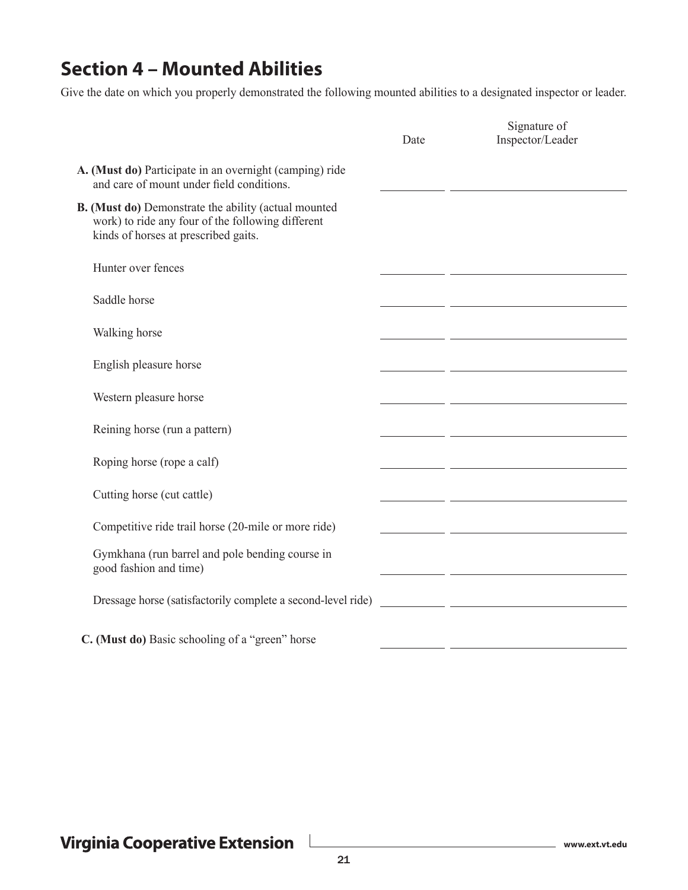## Section 4 – Mounted Abilities

Give the date on which you properly demonstrated the following mounted abilities to a designated inspector or leader.

| | Date | Signature of Inspector/Leader |
|---|---|---|
| **A. (Must do)** Participate in an overnight (camping) ride and care of mount under field conditions. | | |
| **B. (Must do)** Demonstrate the ability (actual mounted work) to ride any four of the following different kinds of horses at prescribed gaits. | | |
| Hunter over fences | | |
| Saddle horse | | |
| Walking horse | | |
| English pleasure horse | | |
| Western pleasure horse | | |
| Reining horse (run a pattern) | | |
| Roping horse (rope a calf) | | |
| Cutting horse (cut cattle) | | |
| Competitive ride trail horse (20-mile or more ride) | | |
| Gymkhana (run barrel and pole bending course in good fashion and time) | | |
| Dressage horse (satisfactorily complete a second-level ride) | | |
| **C. (Must do)** Basic schooling of a "green" horse | | |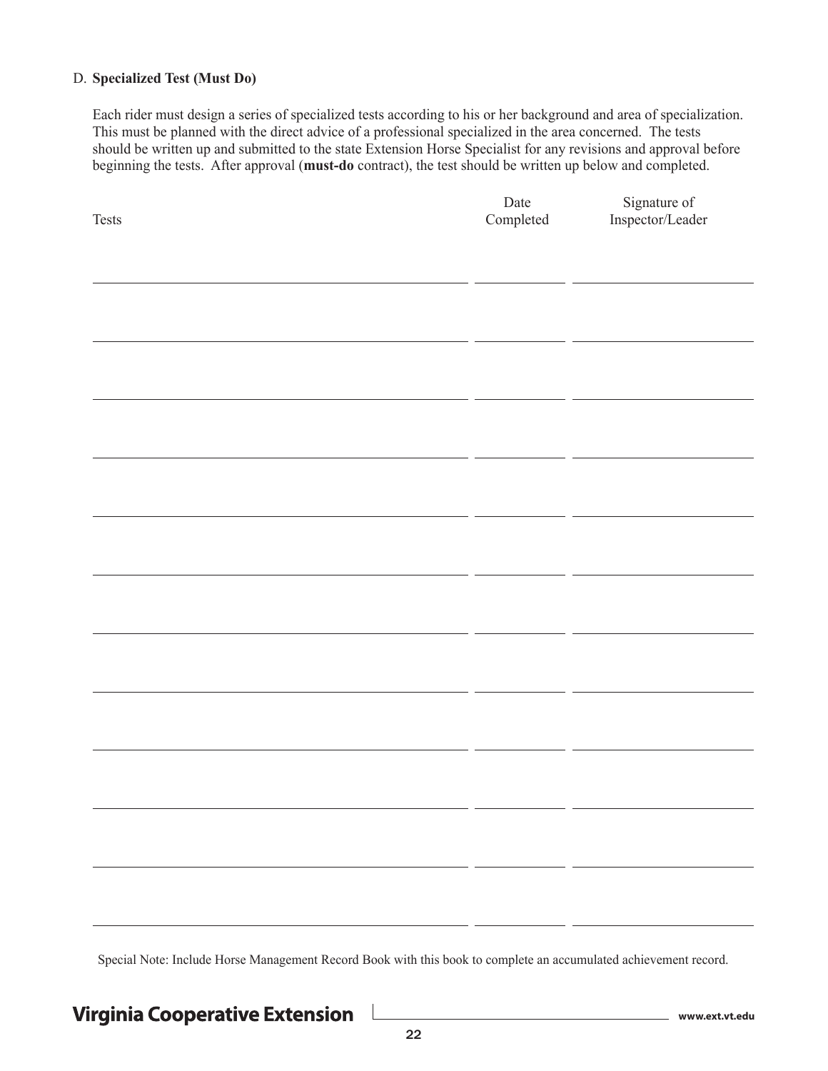D. **Specialized Test (Must Do)**

Each rider must design a series of specialized tests according to his or her background and area of specialization. This must be planned with the direct advice of a professional specialized in the area concerned. The tests should be written up and submitted to the state Extension Horse Specialist for any revisions and approval before beginning the tests. After approval (**must-do** contract), the test should be written up below and completed.

| Tests | Date Completed | Signature of Inspector/Leader |
| --- | --- | --- |
| | | |
| | | |
| | | |
| | | |
| | | |
| | | |
| | | |
| | | |
| | | |
| | | |
| | | |
| | | |

Special Note: Include Horse Management Record Book with this book to complete an accumulated achievement record.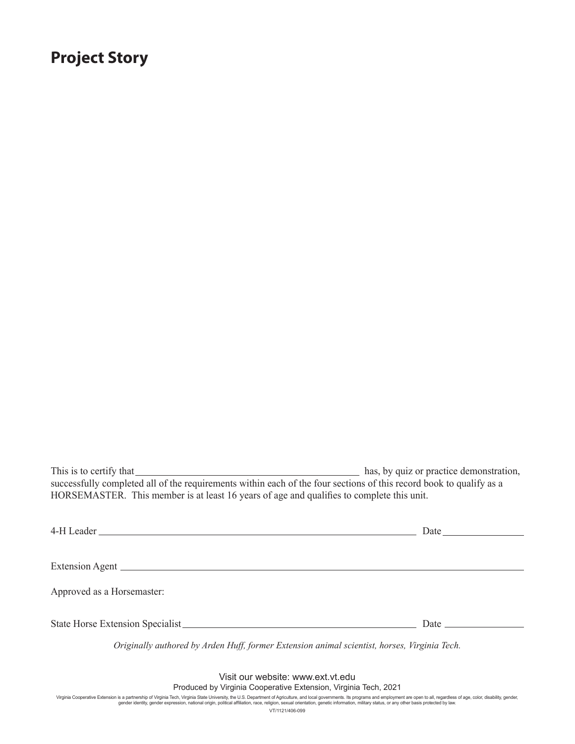# Project Story

This is to certify that \_\_\_\_\_\_\_\_\_\_\_\_\_\_\_\_\_\_\_\_\_\_\_\_\_\_\_\_\_\_ has, by quiz or practice demonstration, successfully completed all of the requirements within each of the four sections of this record book to qualify as a HORSEMASTER. This member is at least 16 years of age and qualifies to complete this unit.

4-H Leader \_\_\_\_\_\_\_\_\_\_\_\_\_\_\_\_\_\_\_\_\_\_\_\_\_\_\_\_\_\_\_\_\_\_\_\_\_\_\_\_ Date \_\_\_\_\_\_\_\_\_\_

Extension Agent \_\_\_\_\_\_\_\_\_\_\_\_\_\_\_\_\_\_\_\_\_\_\_\_\_\_\_\_\_\_\_\_\_\_\_\_\_\_\_\_\_\_\_\_\_\_\_\_\_\_

Approved as a Horsemaster:

State Horse Extension Specialist \_\_\_\_\_\_\_\_\_\_\_\_\_\_\_\_\_\_\_\_\_\_\_\_\_\_\_\_\_\_ Date \_\_\_\_\_\_\_\_\_\_

*Originally authored by Arden Huff, former Extension animal scientist, horses, Virginia Tech.*

Visit our website: www.ext.vt.edu

Produced by Virginia Cooperative Extension, Virginia Tech, 2021

Virginia Cooperative Extension is a partnership of Virginia Tech, Virginia State University, the U.S. Department of Agriculture, and local governments. Its programs and employment are open to all, regardless of age, color, disability, gender, gender identity, gender expression, national origin, political affiliation, race, religion, sexual orientation, genetic information, military status, or any other basis protected by law.

VT/1121/406-099